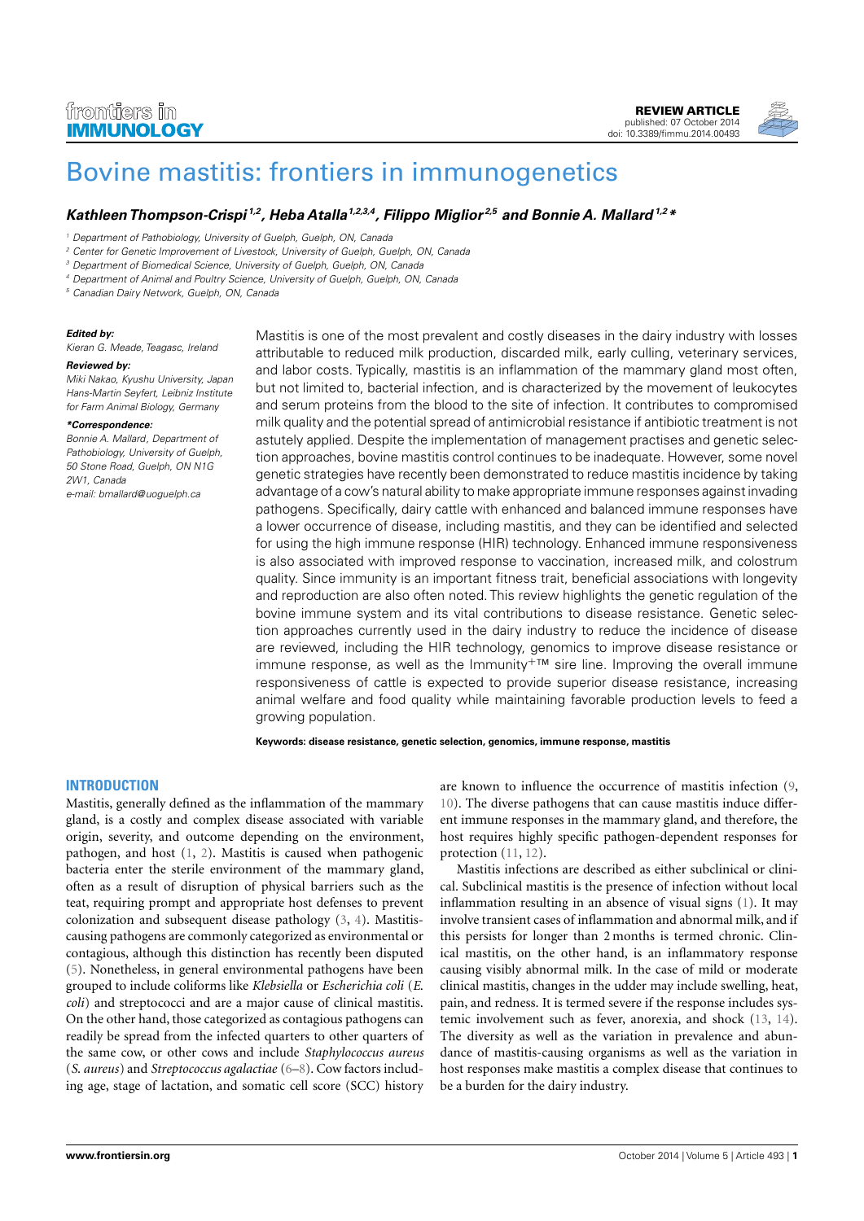frontiers in IMMUNOLOGY

REVIEW ARTICLE
published: 07 October 2014
doi: 10.3389/fimmu.2014.00493

# Bovine mastitis: frontiers in immunogenetics

***Kathleen Thompson-Crispi[1,2], Heba Atalla[1,2,3,4], Filippo Miglior[2,5] and Bonnie A. Mallard[1,2]\****

[1] Department of Pathobiology, University of Guelph, Guelph, ON, Canada
[2] Center for Genetic Improvement of Livestock, University of Guelph, Guelph, ON, Canada
[3] Department of Biomedical Science, University of Guelph, Guelph, ON, Canada
[4] Department of Animal and Poultry Science, University of Guelph, Guelph, ON, Canada
[5] Canadian Dairy Network, Guelph, ON, Canada

***Edited by:***
*Kieran G. Meade, Teagasc, Ireland*

***Reviewed by:***
*Miki Nakao, Kyushu University, Japan*
*Hans-Martin Seyfert, Leibniz Institute for Farm Animal Biology, Germany*

***\*Correspondence:***
*Bonnie A. Mallard, Department of Pathobiology, University of Guelph, 50 Stone Road, Guelph, ON N1G 2W1, Canada*
*e-mail: bmallard@uoguelph.ca*

Mastitis is one of the most prevalent and costly diseases in the dairy industry with losses attributable to reduced milk production, discarded milk, early culling, veterinary services, and labor costs. Typically, mastitis is an inflammation of the mammary gland most often, but not limited to, bacterial infection, and is characterized by the movement of leukocytes and serum proteins from the blood to the site of infection. It contributes to compromised milk quality and the potential spread of antimicrobial resistance if antibiotic treatment is not astutely applied. Despite the implementation of management practises and genetic selection approaches, bovine mastitis control continues to be inadequate. However, some novel genetic strategies have recently been demonstrated to reduce mastitis incidence by taking advantage of a cow's natural ability to make appropriate immune responses against invading pathogens. Specifically, dairy cattle with enhanced and balanced immune responses have a lower occurrence of disease, including mastitis, and they can be identified and selected for using the high immune response (HIR) technology. Enhanced immune responsiveness is also associated with improved response to vaccination, increased milk, and colostrum quality. Since immunity is an important fitness trait, beneficial associations with longevity and reproduction are also often noted. This review highlights the genetic regulation of the bovine immune system and its vital contributions to disease resistance. Genetic selection approaches currently used in the dairy industry to reduce the incidence of disease are reviewed, including the HIR technology, genomics to improve disease resistance or immune response, as well as the Immunity+™ sire line. Improving the overall immune responsiveness of cattle is expected to provide superior disease resistance, increasing animal welfare and food quality while maintaining favorable production levels to feed a growing population.

**Keywords: disease resistance, genetic selection, genomics, immune response, mastitis**

## INTRODUCTION

Mastitis, generally defined as the inflammation of the mammary gland, is a costly and complex disease associated with variable origin, severity, and outcome depending on the environment, pathogen, and host (1, 2). Mastitis is caused when pathogenic bacteria enter the sterile environment of the mammary gland, often as a result of disruption of physical barriers such as the teat, requiring prompt and appropriate host defenses to prevent colonization and subsequent disease pathology (3, 4). Mastitis-causing pathogens are commonly categorized as environmental or contagious, although this distinction has recently been disputed (5). Nonetheless, in general environmental pathogens have been grouped to include coliforms like *Klebsiella* or *Escherichia coli* (*E. coli*) and streptococci and are a major cause of clinical mastitis. On the other hand, those categorized as contagious pathogens can readily be spread from the infected quarters to other quarters of the same cow, or other cows and include *Staphylococcus aureus* (*S. aureus*) and *Streptococcus agalactiae* (6–8). Cow factors including age, stage of lactation, and somatic cell score (SCC) history are known to influence the occurrence of mastitis infection (9, 10). The diverse pathogens that can cause mastitis induce different immune responses in the mammary gland, and therefore, the host requires highly specific pathogen-dependent responses for protection (11, 12).

Mastitis infections are described as either subclinical or clinical. Subclinical mastitis is the presence of infection without local inflammation resulting in an absence of visual signs (1). It may involve transient cases of inflammation and abnormal milk, and if this persists for longer than 2 months is termed chronic. Clinical mastitis, on the other hand, is an inflammatory response causing visibly abnormal milk. In the case of mild or moderate clinical mastitis, changes in the udder may include swelling, heat, pain, and redness. It is termed severe if the response includes systemic involvement such as fever, anorexia, and shock (13, 14). The diversity as well as the variation in prevalence and abundance of mastitis-causing organisms as well as the variation in host responses make mastitis a complex disease that continues to be a burden for the dairy industry.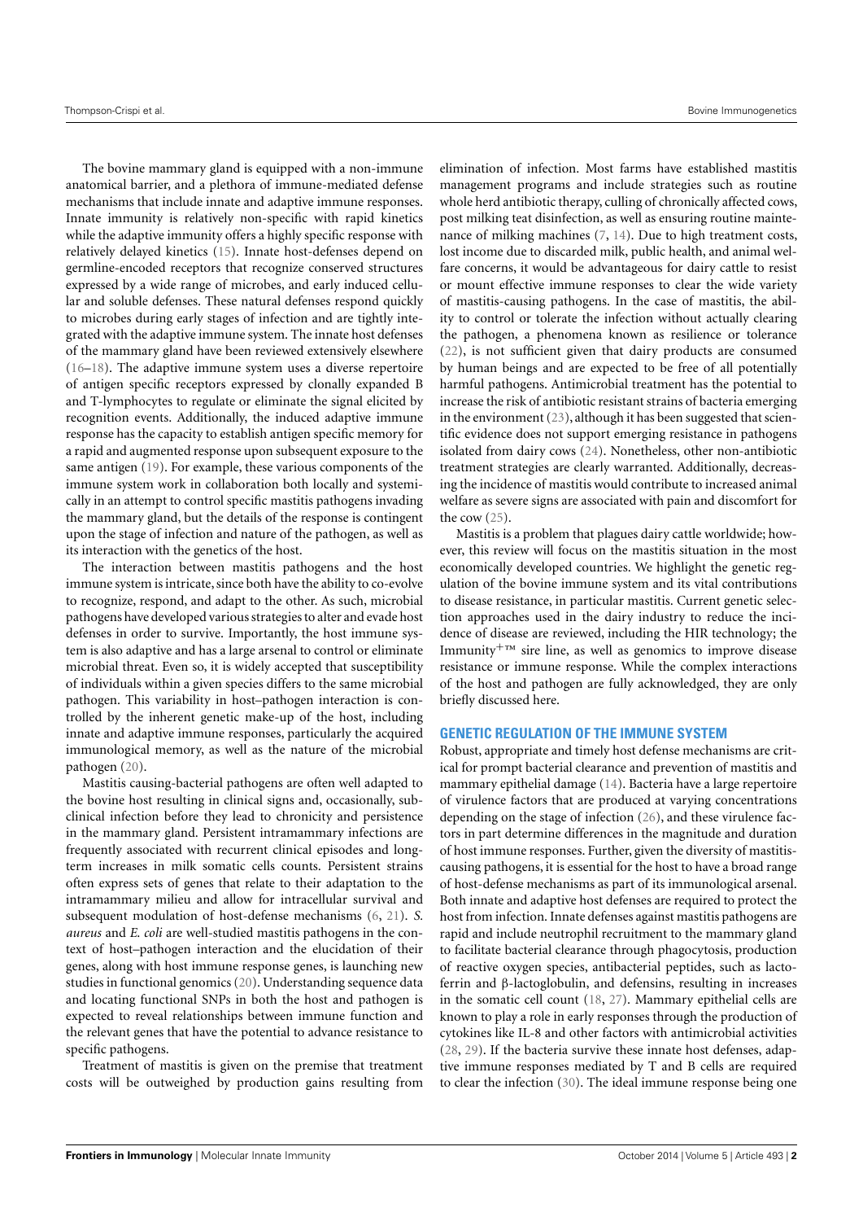The bovine mammary gland is equipped with a non-immune anatomical barrier, and a plethora of immune-mediated defense mechanisms that include innate and adaptive immune responses. Innate immunity is relatively non-specific with rapid kinetics while the adaptive immunity offers a highly specific response with relatively delayed kinetics (15). Innate host-defenses depend on germline-encoded receptors that recognize conserved structures expressed by a wide range of microbes, and early induced cellular and soluble defenses. These natural defenses respond quickly to microbes during early stages of infection and are tightly integrated with the adaptive immune system. The innate host defenses of the mammary gland have been reviewed extensively elsewhere (16–18). The adaptive immune system uses a diverse repertoire of antigen specific receptors expressed by clonally expanded B and T-lymphocytes to regulate or eliminate the signal elicited by recognition events. Additionally, the induced adaptive immune response has the capacity to establish antigen specific memory for a rapid and augmented response upon subsequent exposure to the same antigen (19). For example, these various components of the immune system work in collaboration both locally and systemically in an attempt to control specific mastitis pathogens invading the mammary gland, but the details of the response is contingent upon the stage of infection and nature of the pathogen, as well as its interaction with the genetics of the host.

The interaction between mastitis pathogens and the host immune system is intricate, since both have the ability to co-evolve to recognize, respond, and adapt to the other. As such, microbial pathogens have developed various strategies to alter and evade host defenses in order to survive. Importantly, the host immune system is also adaptive and has a large arsenal to control or eliminate microbial threat. Even so, it is widely accepted that susceptibility of individuals within a given species differs to the same microbial pathogen. This variability in host–pathogen interaction is controlled by the inherent genetic make-up of the host, including innate and adaptive immune responses, particularly the acquired immunological memory, as well as the nature of the microbial pathogen (20).

Mastitis causing-bacterial pathogens are often well adapted to the bovine host resulting in clinical signs and, occasionally, subclinical infection before they lead to chronicity and persistence in the mammary gland. Persistent intramammary infections are frequently associated with recurrent clinical episodes and long-term increases in milk somatic cells counts. Persistent strains often express sets of genes that relate to their adaptation to the intramammary milieu and allow for intracellular survival and subsequent modulation of host-defense mechanisms (6, 21). *S. aureus* and *E. coli* are well-studied mastitis pathogens in the context of host–pathogen interaction and the elucidation of their genes, along with host immune response genes, is launching new studies in functional genomics (20). Understanding sequence data and locating functional SNPs in both the host and pathogen is expected to reveal relationships between immune function and the relevant genes that have the potential to advance resistance to specific pathogens.

Treatment of mastitis is given on the premise that treatment costs will be outweighed by production gains resulting from elimination of infection. Most farms have established mastitis management programs and include strategies such as routine whole herd antibiotic therapy, culling of chronically affected cows, post milking teat disinfection, as well as ensuring routine maintenance of milking machines (7, 14). Due to high treatment costs, lost income due to discarded milk, public health, and animal welfare concerns, it would be advantageous for dairy cattle to resist or mount effective immune responses to clear the wide variety of mastitis-causing pathogens. In the case of mastitis, the ability to control or tolerate the infection without actually clearing the pathogen, a phenomena known as resilience or tolerance (22), is not sufficient given that dairy products are consumed by human beings and are expected to be free of all potentially harmful pathogens. Antimicrobial treatment has the potential to increase the risk of antibiotic resistant strains of bacteria emerging in the environment (23), although it has been suggested that scientific evidence does not support emerging resistance in pathogens isolated from dairy cows (24). Nonetheless, other non-antibiotic treatment strategies are clearly warranted. Additionally, decreasing the incidence of mastitis would contribute to increased animal welfare as severe signs are associated with pain and discomfort for the cow (25).

Mastitis is a problem that plagues dairy cattle worldwide; however, this review will focus on the mastitis situation in the most economically developed countries. We highlight the genetic regulation of the bovine immune system and its vital contributions to disease resistance, in particular mastitis. Current genetic selection approaches used in the dairy industry to reduce the incidence of disease are reviewed, including the HIR technology; the Immunity+™ sire line, as well as genomics to improve disease resistance or immune response. While the complex interactions of the host and pathogen are fully acknowledged, they are only briefly discussed here.

## GENETIC REGULATION OF THE IMMUNE SYSTEM

Robust, appropriate and timely host defense mechanisms are critical for prompt bacterial clearance and prevention of mastitis and mammary epithelial damage (14). Bacteria have a large repertoire of virulence factors that are produced at varying concentrations depending on the stage of infection (26), and these virulence factors in part determine differences in the magnitude and duration of host immune responses. Further, given the diversity of mastitis-causing pathogens, it is essential for the host to have a broad range of host-defense mechanisms as part of its immunological arsenal. Both innate and adaptive host defenses are required to protect the host from infection. Innate defenses against mastitis pathogens are rapid and include neutrophil recruitment to the mammary gland to facilitate bacterial clearance through phagocytosis, production of reactive oxygen species, antibacterial peptides, such as lactoferrin and β-lactoglobulin, and defensins, resulting in increases in the somatic cell count (18, 27). Mammary epithelial cells are known to play a role in early responses through the production of cytokines like IL-8 and other factors with antimicrobial activities (28, 29). If the bacteria survive these innate host defenses, adaptive immune responses mediated by T and B cells are required to clear the infection (30). The ideal immune response being one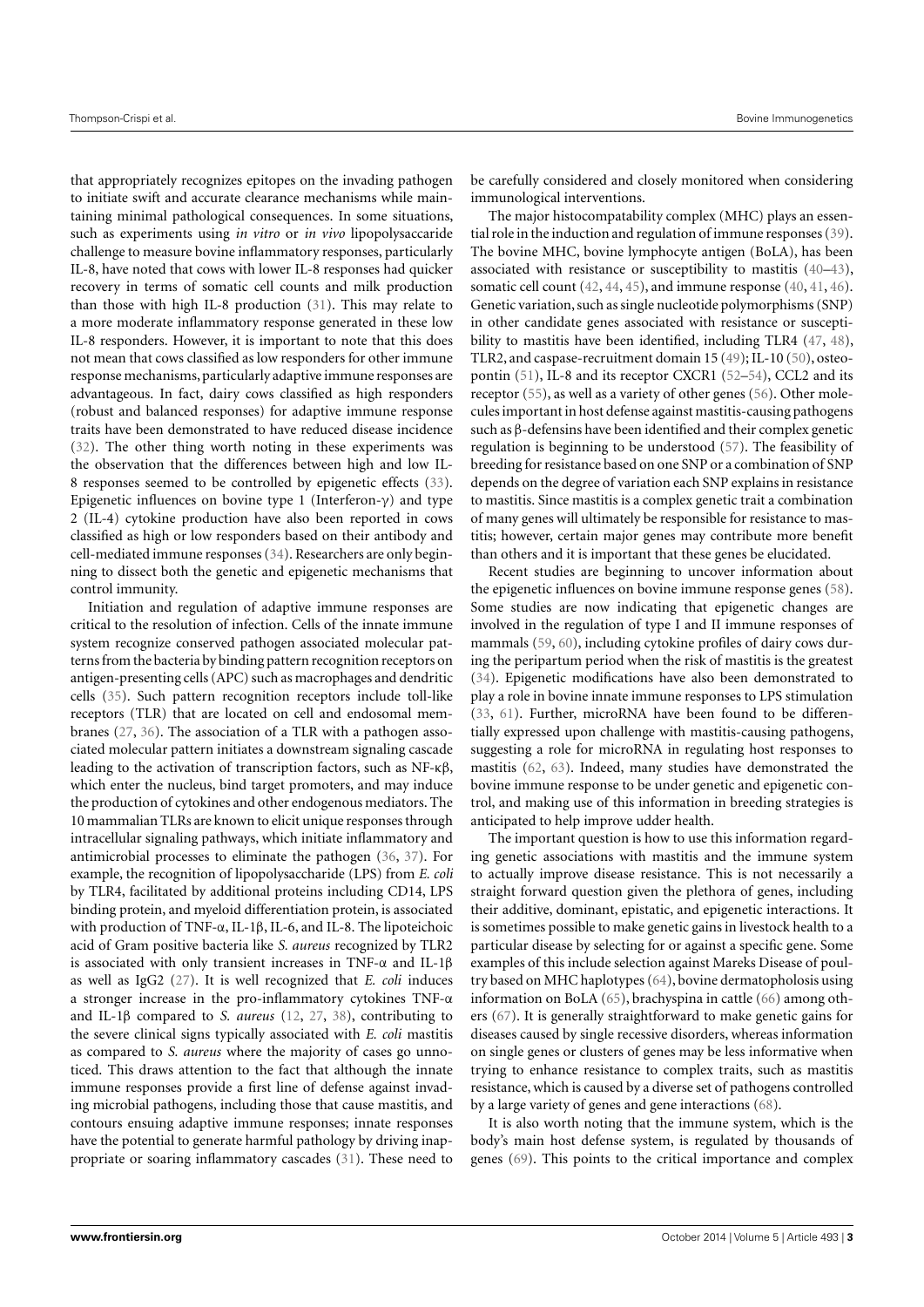that appropriately recognizes epitopes on the invading pathogen to initiate swift and accurate clearance mechanisms while maintaining minimal pathological consequences. In some situations, such as experiments using *in vitro* or *in vivo* lipopolysaccaride challenge to measure bovine inflammatory responses, particularly IL-8, have noted that cows with lower IL-8 responses had quicker recovery in terms of somatic cell counts and milk production than those with high IL-8 production (31). This may relate to a more moderate inflammatory response generated in these low IL-8 responders. However, it is important to note that this does not mean that cows classified as low responders for other immune response mechanisms, particularly adaptive immune responses are advantageous. In fact, dairy cows classified as high responders (robust and balanced responses) for adaptive immune response traits have been demonstrated to have reduced disease incidence (32). The other thing worth noting in these experiments was the observation that the differences between high and low IL-8 responses seemed to be controlled by epigenetic effects (33). Epigenetic influences on bovine type 1 (Interferon-γ) and type 2 (IL-4) cytokine production have also been reported in cows classified as high or low responders based on their antibody and cell-mediated immune responses (34). Researchers are only beginning to dissect both the genetic and epigenetic mechanisms that control immunity.

Initiation and regulation of adaptive immune responses are critical to the resolution of infection. Cells of the innate immune system recognize conserved pathogen associated molecular patterns from the bacteria by binding pattern recognition receptors on antigen-presenting cells (APC) such as macrophages and dendritic cells (35). Such pattern recognition receptors include toll-like receptors (TLR) that are located on cell and endosomal membranes (27, 36). The association of a TLR with a pathogen associated molecular pattern initiates a downstream signaling cascade leading to the activation of transcription factors, such as NF-κβ, which enter the nucleus, bind target promoters, and may induce the production of cytokines and other endogenous mediators. The 10 mammalian TLRs are known to elicit unique responses through intracellular signaling pathways, which initiate inflammatory and antimicrobial processes to eliminate the pathogen (36, 37). For example, the recognition of lipopolysaccharide (LPS) from *E. coli* by TLR4, facilitated by additional proteins including CD14, LPS binding protein, and myeloid differentiation protein, is associated with production of TNF-α, IL-1β, IL-6, and IL-8. The lipoteichoic acid of Gram positive bacteria like *S. aureus* recognized by TLR2 is associated with only transient increases in TNF-α and IL-1β as well as IgG2 (27). It is well recognized that *E. coli* induces a stronger increase in the pro-inflammatory cytokines TNF-α and IL-1β compared to *S. aureus* (12, 27, 38), contributing to the severe clinical signs typically associated with *E. coli* mastitis as compared to *S. aureus* where the majority of cases go unnoticed. This draws attention to the fact that although the innate immune responses provide a first line of defense against invading microbial pathogens, including those that cause mastitis, and contours ensuing adaptive immune responses; innate responses have the potential to generate harmful pathology by driving inappropriate or soaring inflammatory cascades (31). These need to be carefully considered and closely monitored when considering immunological interventions.

The major histocompatability complex (MHC) plays an essential role in the induction and regulation of immune responses (39). The bovine MHC, bovine lymphocyte antigen (BoLA), has been associated with resistance or susceptibility to mastitis (40–43), somatic cell count (42, 44, 45), and immune response (40, 41, 46). Genetic variation, such as single nucleotide polymorphisms (SNP) in other candidate genes associated with resistance or susceptibility to mastitis have been identified, including TLR4 (47, 48), TLR2, and caspase-recruitment domain 15 (49); IL-10 (50), osteopontin (51), IL-8 and its receptor CXCR1 (52–54), CCL2 and its receptor (55), as well as a variety of other genes (56). Other molecules important in host defense against mastitis-causing pathogens such as β-defensins have been identified and their complex genetic regulation is beginning to be understood (57). The feasibility of breeding for resistance based on one SNP or a combination of SNP depends on the degree of variation each SNP explains in resistance to mastitis. Since mastitis is a complex genetic trait a combination of many genes will ultimately be responsible for resistance to mastitis; however, certain major genes may contribute more benefit than others and it is important that these genes be elucidated.

Recent studies are beginning to uncover information about the epigenetic influences on bovine immune response genes (58). Some studies are now indicating that epigenetic changes are involved in the regulation of type I and II immune responses of mammals (59, 60), including cytokine profiles of dairy cows during the peripartum period when the risk of mastitis is the greatest (34). Epigenetic modifications have also been demonstrated to play a role in bovine innate immune responses to LPS stimulation (33, 61). Further, microRNA have been found to be differentially expressed upon challenge with mastitis-causing pathogens, suggesting a role for microRNA in regulating host responses to mastitis (62, 63). Indeed, many studies have demonstrated the bovine immune response to be under genetic and epigenetic control, and making use of this information in breeding strategies is anticipated to help improve udder health.

The important question is how to use this information regarding genetic associations with mastitis and the immune system to actually improve disease resistance. This is not necessarily a straight forward question given the plethora of genes, including their additive, dominant, epistatic, and epigenetic interactions. It is sometimes possible to make genetic gains in livestock health to a particular disease by selecting for or against a specific gene. Some examples of this include selection against Mareks Disease of poultry based on MHC haplotypes (64), bovine dermatopholosis using information on BoLA (65), brachyspina in cattle (66) among others (67). It is generally straightforward to make genetic gains for diseases caused by single recessive disorders, whereas information on single genes or clusters of genes may be less informative when trying to enhance resistance to complex traits, such as mastitis resistance, which is caused by a diverse set of pathogens controlled by a large variety of genes and gene interactions (68).

It is also worth noting that the immune system, which is the body's main host defense system, is regulated by thousands of genes (69). This points to the critical importance and complex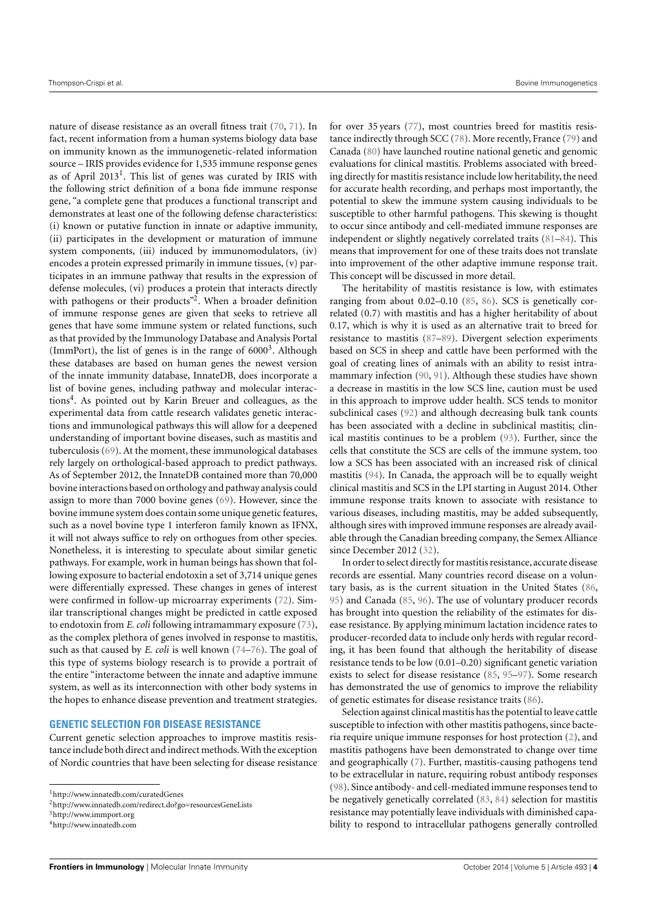nature of disease resistance as an overall fitness trait (70, 71). In fact, recent information from a human systems biology data base on immunity known as the immunogenetic-related information source – IRIS provides evidence for 1,535 immune response genes as of April 2013[1]. This list of genes was curated by IRIS with the following strict definition of a bona fide immune response gene, "a complete gene that produces a functional transcript and demonstrates at least one of the following defense characteristics: (i) known or putative function in innate or adaptive immunity, (ii) participates in the development or maturation of immune system components, (iii) induced by immunomodulators, (iv) encodes a protein expressed primarily in immune tissues, (v) participates in an immune pathway that results in the expression of defense molecules, (vi) produces a protein that interacts directly with pathogens or their products"[2]. When a broader definition of immune response genes are given that seeks to retrieve all genes that have some immune system or related functions, such as that provided by the Immunology Database and Analysis Portal (ImmPort), the list of genes is in the range of 6000[3]. Although these databases are based on human genes the newest version of the innate immunity database, InnateDB, does incorporate a list of bovine genes, including pathway and molecular interactions[4]. As pointed out by Karin Breuer and colleagues, as the experimental data from cattle research validates genetic interactions and immunological pathways this will allow for a deepened understanding of important bovine diseases, such as mastitis and tuberculosis (69). At the moment, these immunological databases rely largely on orthological-based approach to predict pathways. As of September 2012, the InnateDB contained more than 70,000 bovine interactions based on orthology and pathway analysis could assign to more than 7000 bovine genes (69). However, since the bovine immune system does contain some unique genetic features, such as a novel bovine type 1 interferon family known as IFNX, it will not always suffice to rely on orthogues from other species. Nonetheless, it is interesting to speculate about similar genetic pathways. For example, work in human beings has shown that following exposure to bacterial endotoxin a set of 3,714 unique genes were differentially expressed. These changes in genes of interest were confirmed in follow-up microarray experiments (72). Similar transcriptional changes might be predicted in cattle exposed to endotoxin from *E. coli* following intramammary exposure (73), as the complex plethora of genes involved in response to mastitis, such as that caused by *E. coli* is well known (74–76). The goal of this type of systems biology research is to provide a portrait of the entire "interactome between the innate and adaptive immune system, as well as its interconnection with other body systems in the hopes to enhance disease prevention and treatment strategies.

## GENETIC SELECTION FOR DISEASE RESISTANCE

Current genetic selection approaches to improve mastitis resistance include both direct and indirect methods. With the exception of Nordic countries that have been selecting for disease resistance for over 35 years (77), most countries breed for mastitis resistance indirectly through SCC (78). More recently, France (79) and Canada (80) have launched routine national genetic and genomic evaluations for clinical mastitis. Problems associated with breeding directly for mastitis resistance include low heritability, the need for accurate health recording, and perhaps most importantly, the potential to skew the immune system causing individuals to be susceptible to other harmful pathogens. This skewing is thought to occur since antibody and cell-mediated immune responses are independent or slightly negatively correlated traits (81–84). This means that improvement for one of these traits does not translate into improvement of the other adaptive immune response trait. This concept will be discussed in more detail.

The heritability of mastitis resistance is low, with estimates ranging from about 0.02–0.10 (85, 86). SCS is genetically correlated (0.7) with mastitis and has a higher heritability of about 0.17, which is why it is used as an alternative trait to breed for resistance to mastitis (87–89). Divergent selection experiments based on SCS in sheep and cattle have been performed with the goal of creating lines of animals with an ability to resist intramammary infection (90, 91). Although these studies have shown a decrease in mastitis in the low SCS line, caution must be used in this approach to improve udder health. SCS tends to monitor subclinical cases (92) and although decreasing bulk tank counts has been associated with a decline in subclinical mastitis; clinical mastitis continues to be a problem (93). Further, since the cells that constitute the SCS are cells of the immune system, too low a SCS has been associated with an increased risk of clinical mastitis (94). In Canada, the approach will be to equally weight clinical mastitis and SCS in the LPI starting in August 2014. Other immune response traits known to associate with resistance to various diseases, including mastitis, may be added subsequently, although sires with improved immune responses are already available through the Canadian breeding company, the Semex Alliance since December 2012 (32).

In order to select directly for mastitis resistance, accurate disease records are essential. Many countries record disease on a voluntary basis, as is the current situation in the United States (86, 95) and Canada (85, 96). The use of voluntary producer records has brought into question the reliability of the estimates for disease resistance. By applying minimum lactation incidence rates to producer-recorded data to include only herds with regular recording, it has been found that although the heritability of disease resistance tends to be low (0.01–0.20) significant genetic variation exists to select for disease resistance (85, 95–97). Some research has demonstrated the use of genomics to improve the reliability of genetic estimates for disease resistance traits (86).

Selection against clinical mastitis has the potential to leave cattle susceptible to infection with other mastitis pathogens, since bacteria require unique immune responses for host protection (2), and mastitis pathogens have been demonstrated to change over time and geographically (7). Further, mastitis-causing pathogens tend to be extracellular in nature, requiring robust antibody responses (98). Since antibody- and cell-mediated immune responses tend to be negatively genetically correlated (83, 84) selection for mastitis resistance may potentially leave individuals with diminished capability to respond to intracellular pathogens generally controlled

[1] http://www.innatedb.com/curatedGenes
[2] http://www.innatedb.com/redirect.do?go=resourcesGeneLists
[3] http://www.immport.org
[4] http://www.innatedb.com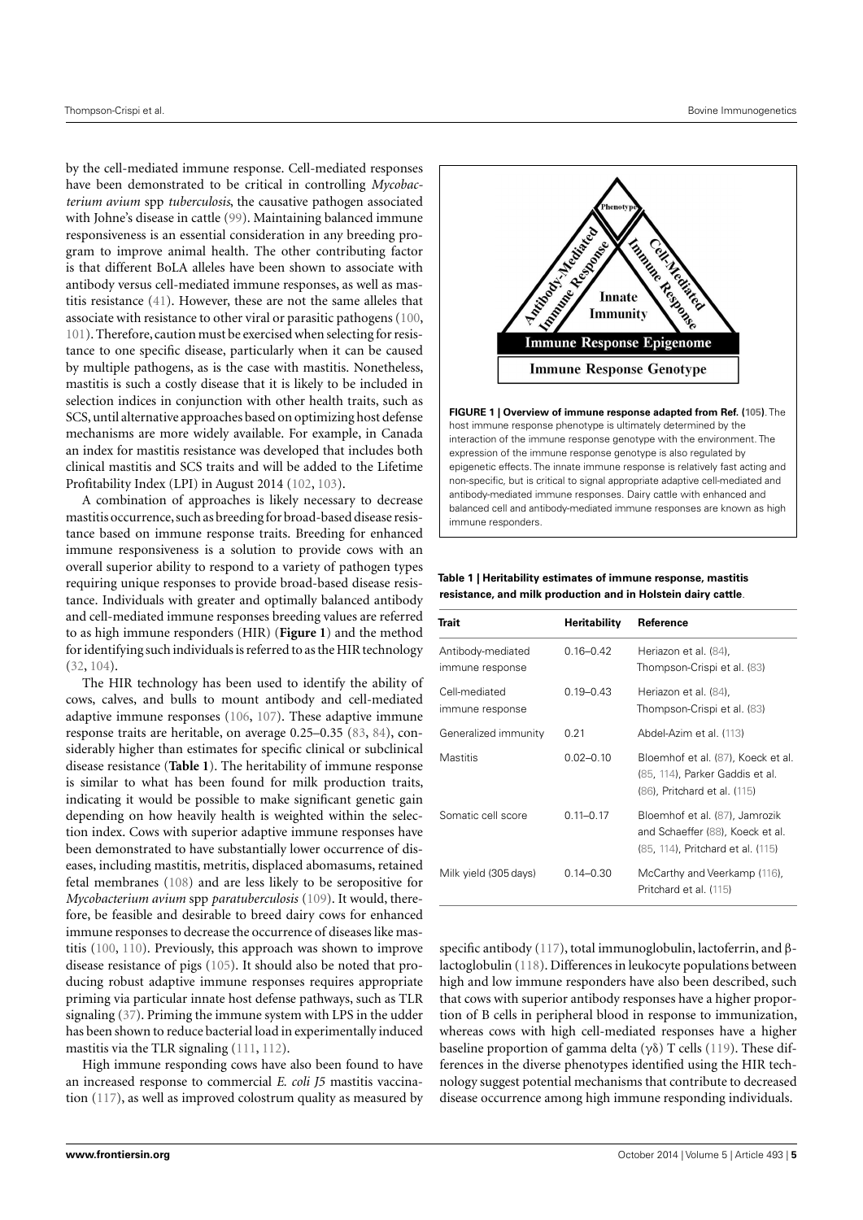by the cell-mediated immune response. Cell-mediated responses have been demonstrated to be critical in controlling *Mycobacterium avium* spp *tuberculosis*, the causative pathogen associated with Johne's disease in cattle (99). Maintaining balanced immune responsiveness is an essential consideration in any breeding program to improve animal health. The other contributing factor is that different BoLA alleles have been shown to associate with antibody versus cell-mediated immune responses, as well as mastitis resistance (41). However, these are not the same alleles that associate with resistance to other viral or parasitic pathogens (100, 101). Therefore, caution must be exercised when selecting for resistance to one specific disease, particularly when it can be caused by multiple pathogens, as is the case with mastitis. Nonetheless, mastitis is such a costly disease that it is likely to be included in selection indices in conjunction with other health traits, such as SCS, until alternative approaches based on optimizing host defense mechanisms are more widely available. For example, in Canada an index for mastitis resistance was developed that includes both clinical mastitis and SCS traits and will be added to the Lifetime Profitability Index (LPI) in August 2014 (102, 103).

A combination of approaches is likely necessary to decrease mastitis occurrence, such as breeding for broad-based disease resistance based on immune response traits. Breeding for enhanced immune responsiveness is a solution to provide cows with an overall superior ability to respond to a variety of pathogen types requiring unique responses to provide broad-based disease resistance. Individuals with greater and optimally balanced antibody and cell-mediated immune responses breeding values are referred to as high immune responders (HIR) (**Figure 1**) and the method for identifying such individuals is referred to as the HIR technology (32, 104).

The HIR technology has been used to identify the ability of cows, calves, and bulls to mount antibody and cell-mediated adaptive immune responses (106, 107). These adaptive immune response traits are heritable, on average 0.25–0.35 (83, 84), considerably higher than estimates for specific clinical or subclinical disease resistance (**Table 1**). The heritability of immune response is similar to what has been found for milk production traits, indicating it would be possible to make significant genetic gain depending on how heavily health is weighted within the selection index. Cows with superior adaptive immune responses have been demonstrated to have substantially lower occurrence of diseases, including mastitis, metritis, displaced abomasums, retained fetal membranes (108) and are less likely to be seropositive for *Mycobacterium avium* spp *paratuberculosis* (109). It would, therefore, be feasible and desirable to breed dairy cows for enhanced immune responses to decrease the occurrence of diseases like mastitis (100, 110). Previously, this approach was shown to improve disease resistance of pigs (105). It should also be noted that producing robust adaptive immune responses requires appropriate priming via particular innate host defense pathways, such as TLR signaling (37). Priming the immune system with LPS in the udder has been shown to reduce bacterial load in experimentally induced mastitis via the TLR signaling (111, 112).

High immune responding cows have also been found to have an increased response to commercial *E. coli J5* mastitis vaccination (117), as well as improved colostrum quality as measured by specific antibody (117), total immunoglobulin, lactoferrin, and β-lactoglobulin (118). Differences in leukocyte populations between high and low immune responders have also been described, such that cows with superior antibody responses have a higher proportion of B cells in peripheral blood in response to immunization, whereas cows with high cell-mediated responses have a higher baseline proportion of gamma delta (γδ) T cells (119). These differences in the diverse phenotypes identified using the HIR technology suggest potential mechanisms that contribute to decreased disease occurrence among high immune responding individuals.

**FIGURE 1 | Overview of immune response adapted from Ref. (105)**. The host immune response phenotype is ultimately determined by the interaction of the immune response genotype with the environment. The expression of the immune response genotype is also regulated by epigenetic effects. The innate immune response is relatively fast acting and non-specific, but is critical to signal appropriate adaptive cell-mediated and antibody-mediated immune responses. Dairy cattle with enhanced and balanced cell and antibody-mediated immune responses are known as high immune responders.

**Table 1 | Heritability estimates of immune response, mastitis resistance, and milk production and in Holstein dairy cattle**.

| Trait | Heritability | Reference |
|---|---|---|
| Antibody-mediated immune response | 0.16–0.42 | Heriazon et al. (84), Thompson-Crispi et al. (83) |
| Cell-mediated immune response | 0.19–0.43 | Heriazon et al. (84), Thompson-Crispi et al. (83) |
| Generalized immunity | 0.21 | Abdel-Azim et al. (113) |
| Mastitis | 0.02–0.10 | Bloemhof et al. (87), Koeck et al. (85, 114), Parker Gaddis et al. (86), Pritchard et al. (115) |
| Somatic cell score | 0.11–0.17 | Bloemhof et al. (87), Jamrozik and Schaeffer (88), Koeck et al. (85, 114), Pritchard et al. (115) |
| Milk yield (305 days) | 0.14–0.30 | McCarthy and Veerkamp (116), Pritchard et al. (115) |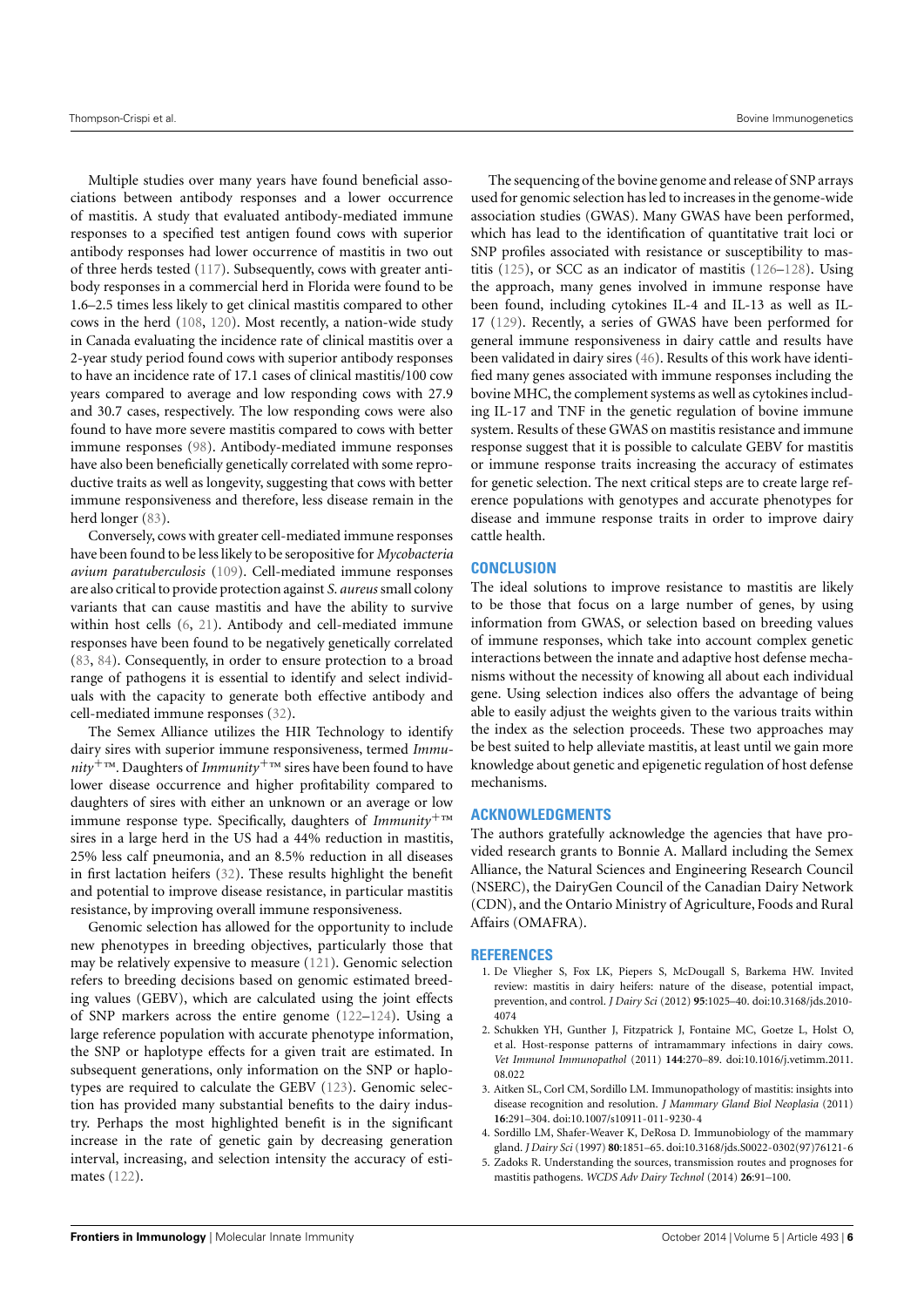Multiple studies over many years have found beneficial associations between antibody responses and a lower occurrence of mastitis. A study that evaluated antibody-mediated immune responses to a specified test antigen found cows with superior antibody responses had lower occurrence of mastitis in two out of three herds tested (117). Subsequently, cows with greater antibody responses in a commercial herd in Florida were found to be 1.6–2.5 times less likely to get clinical mastitis compared to other cows in the herd (108, 120). Most recently, a nation-wide study in Canada evaluating the incidence rate of clinical mastitis over a 2-year study period found cows with superior antibody responses to have an incidence rate of 17.1 cases of clinical mastitis/100 cow years compared to average and low responding cows with 27.9 and 30.7 cases, respectively. The low responding cows were also found to have more severe mastitis compared to cows with better immune responses (98). Antibody-mediated immune responses have also been beneficially genetically correlated with some reproductive traits as well as longevity, suggesting that cows with better immune responsiveness and therefore, less disease remain in the herd longer (83).

Conversely, cows with greater cell-mediated immune responses have been found to be less likely to be seropositive for *Mycobacteria avium paratuberculosis* (109). Cell-mediated immune responses are also critical to provide protection against *S. aureus* small colony variants that can cause mastitis and have the ability to survive within host cells (6, 21). Antibody and cell-mediated immune responses have been found to be negatively genetically correlated (83, 84). Consequently, in order to ensure protection to a broad range of pathogens it is essential to identify and select individuals with the capacity to generate both effective antibody and cell-mediated immune responses (32).

The Semex Alliance utilizes the HIR Technology to identify dairy sires with superior immune responsiveness, termed *Immunity*+™. Daughters of *Immunity*+™ sires have been found to have lower disease occurrence and higher profitability compared to daughters of sires with either an unknown or an average or low immune response type. Specifically, daughters of *Immunity*+™ sires in a large herd in the US had a 44% reduction in mastitis, 25% less calf pneumonia, and an 8.5% reduction in all diseases in first lactation heifers (32). These results highlight the benefit and potential to improve disease resistance, in particular mastitis resistance, by improving overall immune responsiveness.

Genomic selection has allowed for the opportunity to include new phenotypes in breeding objectives, particularly those that may be relatively expensive to measure (121). Genomic selection refers to breeding decisions based on genomic estimated breeding values (GEBV), which are calculated using the joint effects of SNP markers across the entire genome (122–124). Using a large reference population with accurate phenotype information, the SNP or haplotype effects for a given trait are estimated. In subsequent generations, only information on the SNP or haplotypes are required to calculate the GEBV (123). Genomic selection has provided many substantial benefits to the dairy industry. Perhaps the most highlighted benefit is in the significant increase in the rate of genetic gain by decreasing generation interval, increasing, and selection intensity the accuracy of estimates (122).

The sequencing of the bovine genome and release of SNP arrays used for genomic selection has led to increases in the genome-wide association studies (GWAS). Many GWAS have been performed, which has lead to the identification of quantitative trait loci or SNP profiles associated with resistance or susceptibility to mastitis (125), or SCC as an indicator of mastitis (126–128). Using the approach, many genes involved in immune response have been found, including cytokines IL-4 and IL-13 as well as IL-17 (129). Recently, a series of GWAS have been performed for general immune responsiveness in dairy cattle and results have been validated in dairy sires (46). Results of this work have identified many genes associated with immune responses including the bovine MHC, the complement systems as well as cytokines including IL-17 and TNF in the genetic regulation of bovine immune system. Results of these GWAS on mastitis resistance and immune response suggest that it is possible to calculate GEBV for mastitis or immune response traits increasing the accuracy of estimates for genetic selection. The next critical steps are to create large reference populations with genotypes and accurate phenotypes for disease and immune response traits in order to improve dairy cattle health.

## CONCLUSION

The ideal solutions to improve resistance to mastitis are likely to be those that focus on a large number of genes, by using information from GWAS, or selection based on breeding values of immune responses, which take into account complex genetic interactions between the innate and adaptive host defense mechanisms without the necessity of knowing all about each individual gene. Using selection indices also offers the advantage of being able to easily adjust the weights given to the various traits within the index as the selection proceeds. These two approaches may be best suited to help alleviate mastitis, at least until we gain more knowledge about genetic and epigenetic regulation of host defense mechanisms.

## ACKNOWLEDGMENTS

The authors gratefully acknowledge the agencies that have provided research grants to Bonnie A. Mallard including the Semex Alliance, the Natural Sciences and Engineering Research Council (NSERC), the DairyGen Council of the Canadian Dairy Network (CDN), and the Ontario Ministry of Agriculture, Foods and Rural Affairs (OMAFRA).

## REFERENCES

1. De Vliegher S, Fox LK, Piepers S, McDougall S, Barkema HW. Invited review: mastitis in dairy heifers: nature of the disease, potential impact, prevention, and control. *J Dairy Sci* (2012) **95**:1025–40. doi:10.3168/jds.2010-4074
2. Schukken YH, Gunther J, Fitzpatrick J, Fontaine MC, Goetze L, Holst O, et al. Host-response patterns of intramammary infections in dairy cows. *Vet Immunol Immunopathol* (2011) **144**:270–89. doi:10.1016/j.vetimm.2011.08.022
3. Aitken SL, Corl CM, Sordillo LM. Immunopathology of mastitis: insights into disease recognition and resolution. *J Mammary Gland Biol Neoplasia* (2011) **16**:291–304. doi:10.1007/s10911-011-9230-4
4. Sordillo LM, Shafer-Weaver K, DeRosa D. Immunobiology of the mammary gland. *J Dairy Sci* (1997) **80**:1851–65. doi:10.3168/jds.S0022-0302(97)76121-6
5. Zadoks R. Understanding the sources, transmission routes and prognoses for mastitis pathogens. *WCDS Adv Dairy Technol* (2014) **26**:91–100.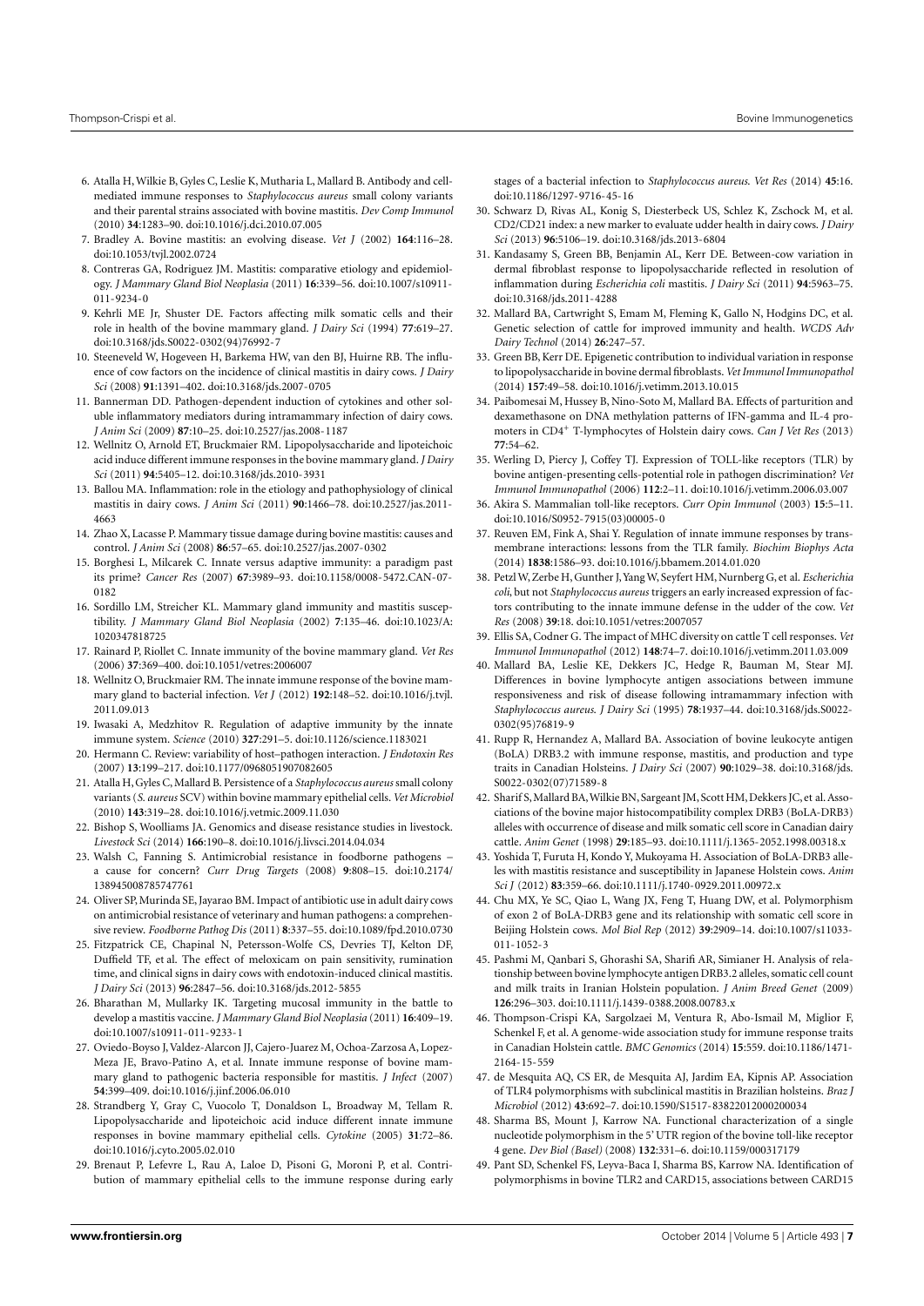6. Atalla H, Wilkie B, Gyles C, Leslie K, Mutharia L, Mallard B. Antibody and cell-mediated immune responses to *Staphylococcus aureus* small colony variants and their parental strains associated with bovine mastitis. *Dev Comp Immunol* (2010) **34**:1283–90. doi:10.1016/j.dci.2010.07.005
7. Bradley A. Bovine mastitis: an evolving disease. *Vet J* (2002) **164**:116–28. doi:10.1053/tvjl.2002.0724
8. Contreras GA, Rodriguez JM. Mastitis: comparative etiology and epidemiology. *J Mammary Gland Biol Neoplasia* (2011) **16**:339–56. doi:10.1007/s10911-011-9234-0
9. Kehrli ME Jr, Shuster DE. Factors affecting milk somatic cells and their role in health of the bovine mammary gland. *J Dairy Sci* (1994) **77**:619–27. doi:10.3168/jds.S0022-0302(94)76992-7
10. Steeneveld W, Hogeveen H, Barkema HW, van den BJ, Huirne RB. The influence of cow factors on the incidence of clinical mastitis in dairy cows. *J Dairy Sci* (2008) **91**:1391–402. doi:10.3168/jds.2007-0705
11. Bannerman DD. Pathogen-dependent induction of cytokines and other soluble inflammatory mediators during intramammary infection of dairy cows. *J Anim Sci* (2009) **87**:10–25. doi:10.2527/jas.2008-1187
12. Wellnitz O, Arnold ET, Bruckmaier RM. Lipopolysaccharide and lipoteichoic acid induce different immune responses in the bovine mammary gland. *J Dairy Sci* (2011) **94**:5405–12. doi:10.3168/jds.2010-3931
13. Ballou MA. Inflammation: role in the etiology and pathophysiology of clinical mastitis in dairy cows. *J Anim Sci* (2011) **90**:1466–78. doi:10.2527/jas.2011-4663
14. Zhao X, Lacasse P. Mammary tissue damage during bovine mastitis: causes and control. *J Anim Sci* (2008) **86**:57–65. doi:10.2527/jas.2007-0302
15. Borghesi L, Milcarek C. Innate versus adaptive immunity: a paradigm past its prime? *Cancer Res* (2007) **67**:3989–93. doi:10.1158/0008-5472.CAN-07-0182
16. Sordillo LM, Streicher KL. Mammary gland immunity and mastitis susceptibility. *J Mammary Gland Biol Neoplasia* (2002) **7**:135–46. doi:10.1023/A:1020347818725
17. Rainard P, Riollet C. Innate immunity of the bovine mammary gland. *Vet Res* (2006) **37**:369–400. doi:10.1051/vetres:2006007
18. Wellnitz O, Bruckmaier RM. The innate immune response of the bovine mammary gland to bacterial infection. *Vet J* (2012) **192**:148–52. doi:10.1016/j.tvjl.2011.09.013
19. Iwasaki A, Medzhitov R. Regulation of adaptive immunity by the innate immune system. *Science* (2010) **327**:291–5. doi:10.1126/science.1183021
20. Hermann C. Review: variability of host–pathogen interaction. *J Endotoxin Res* (2007) **13**:199–217. doi:10.1177/0968051907082605
21. Atalla H, Gyles C, Mallard B. Persistence of a *Staphylococcus aureus* small colony variants (*S. aureus* SCV) within bovine mammary epithelial cells. *Vet Microbiol* (2010) **143**:319–28. doi:10.1016/j.vetmic.2009.11.030
22. Bishop S, Woolliams JA. Genomics and disease resistance studies in livestock. *Livestock Sci* (2014) **166**:190–8. doi:10.1016/j.livsci.2014.04.034
23. Walsh C, Fanning S. Antimicrobial resistance in foodborne pathogens – a cause for concern? *Curr Drug Targets* (2008) **9**:808–15. doi:10.2174/138945008785747761
24. Oliver SP, Murinda SE, Jayarao BM. Impact of antibiotic use in adult dairy cows on antimicrobial resistance of veterinary and human pathogens: a comprehensive review. *Foodborne Pathog Dis* (2011) **8**:337–55. doi:10.1089/fpd.2010.0730
25. Fitzpatrick CE, Chapinal N, Petersson-Wolfe CS, Devries TJ, Kelton DF, Duffield TF, et al. The effect of meloxicam on pain sensitivity, rumination time, and clinical signs in dairy cows with endotoxin-induced clinical mastitis. *J Dairy Sci* (2013) **96**:2847–56. doi:10.3168/jds.2012-5855
26. Bharathan M, Mullarky IK. Targeting mucosal immunity in the battle to develop a mastitis vaccine. *J Mammary Gland Biol Neoplasia* (2011) **16**:409–19. doi:10.1007/s10911-011-9233-1
27. Oviedo-Boyso J, Valdez-Alarcon JJ, Cajero-Juarez M, Ochoa-Zarzosa A, Lopez-Meza JE, Bravo-Patino A, et al. Innate immune response of bovine mammary gland to pathogenic bacteria responsible for mastitis. *J Infect* (2007) **54**:399–409. doi:10.1016/j.jinf.2006.06.010
28. Strandberg Y, Gray C, Vuocolo T, Donaldson L, Broadway M, Tellam R. Lipopolysaccharide and lipoteichoic acid induce different innate immune responses in bovine mammary epithelial cells. *Cytokine* (2005) **31**:72–86. doi:10.1016/j.cyto.2005.02.010
29. Brenaut P, Lefevre L, Rau A, Laloe D, Pisoni G, Moroni P, et al. Contribution of mammary epithelial cells to the immune response during early stages of a bacterial infection to *Staphylococcus aureus*. *Vet Res* (2014) **45**:16. doi:10.1186/1297-9716-45-16
30. Schwarz D, Rivas AL, Konig S, Diesterbeck US, Schlez K, Zschock M, et al. CD2/CD21 index: a new marker to evaluate udder health in dairy cows. *J Dairy Sci* (2013) **96**:5106–19. doi:10.3168/jds.2013-6804
31. Kandasamy S, Green BB, Benjamin AL, Kerr DE. Between-cow variation in dermal fibroblast response to lipopolysaccharide reflected in resolution of inflammation during *Escherichia coli* mastitis. *J Dairy Sci* (2011) **94**:5963–75. doi:10.3168/jds.2011-4288
32. Mallard BA, Cartwright S, Emam M, Fleming K, Gallo N, Hodgins DC, et al. Genetic selection of cattle for improved immunity and health. *WCDS Adv Dairy Technol* (2014) **26**:247–57.
33. Green BB, Kerr DE. Epigenetic contribution to individual variation in response to lipopolysaccharide in bovine dermal fibroblasts. *Vet Immunol Immunopathol* (2014) **157**:49–58. doi:10.1016/j.vetimm.2013.10.015
34. Paibomesai M, Hussey B, Nino-Soto M, Mallard BA. Effects of parturition and dexamethasone on DNA methylation patterns of IFN-gamma and IL-4 promoters in CD4$^+$ T-lymphocytes of Holstein dairy cows. *Can J Vet Res* (2013) **77**:54–62.
35. Werling D, Piercy J, Coffey TJ. Expression of TOLL-like receptors (TLR) by bovine antigen-presenting cells-potential role in pathogen discrimination? *Vet Immunol Immunopathol* (2006) **112**:2–11. doi:10.1016/j.vetimm.2006.03.007
36. Akira S. Mammalian toll-like receptors. *Curr Opin Immunol* (2003) **15**:5–11. doi:10.1016/S0952-7915(03)00005-0
37. Reuven EM, Fink A, Shai Y. Regulation of innate immune responses by transmembrane interactions: lessons from the TLR family. *Biochim Biophys Acta* (2014) **1838**:1586–93. doi:10.1016/j.bbamem.2014.01.020
38. Petzl W, Zerbe H, Gunther J, Yang W, Seyfert HM, Nurnberg G, et al. *Escherichia coli*, but not *Staphylococcus aureus* triggers an early increased expression of factors contributing to the innate immune defense in the udder of the cow. *Vet Res* (2008) **39**:18. doi:10.1051/vetres:2007057
39. Ellis SA, Codner G. The impact of MHC diversity on cattle T cell responses. *Vet Immunol Immunopathol* (2012) **148**:74–7. doi:10.1016/j.vetimm.2011.03.009
40. Mallard BA, Leslie KE, Dekkers JC, Hedge R, Bauman M, Stear MJ. Differences in bovine lymphocyte antigen associations between immune responsiveness and risk of disease following intramammary infection with *Staphylococcus aureus*. *J Dairy Sci* (1995) **78**:1937–44. doi:10.3168/jds.S0022-0302(95)76819-9
41. Rupp R, Hernandez A, Mallard BA. Association of bovine leukocyte antigen (BoLA) DRB3.2 with immune response, mastitis, and production and type traits in Canadian Holsteins. *J Dairy Sci* (2007) **90**:1029–38. doi:10.3168/jds.S0022-0302(07)71589-8
42. Sharif S, Mallard BA, Wilkie BN, Sargeant JM, Scott HM, Dekkers JC, et al. Associations of the bovine major histocompatibility complex DRB3 (BoLA-DRB3) alleles with occurrence of disease and milk somatic cell score in Canadian dairy cattle. *Anim Genet* (1998) **29**:185–93. doi:10.1111/j.1365-2052.1998.00318.x
43. Yoshida T, Furuta H, Kondo Y, Mukoyama H. Association of BoLA-DRB3 alleles with mastitis resistance and susceptibility in Japanese Holstein cows. *Anim Sci J* (2012) **83**:359–66. doi:10.1111/j.1740-0929.2011.00972.x
44. Chu MX, Ye SC, Qiao L, Wang JX, Feng T, Huang DW, et al. Polymorphism of exon 2 of BoLA-DRB3 gene and its relationship with somatic cell score in Beijing Holstein cows. *Mol Biol Rep* (2012) **39**:2909–14. doi:10.1007/s11033-011-1052-3
45. Pashmi M, Qanbari S, Ghorashi SA, Sharifi AR, Simianer H. Analysis of relationship between bovine lymphocyte antigen DRB3.2 alleles, somatic cell count and milk traits in Iranian Holstein population. *J Anim Breed Genet* (2009) **126**:296–303. doi:10.1111/j.1439-0388.2008.00783.x
46. Thompson-Crispi KA, Sargolzaei M, Ventura R, Abo-Ismail M, Miglior F, Schenkel F, et al. A genome-wide association study for immune response traits in Canadian Holstein cattle. *BMC Genomics* (2014) **15**:559. doi:10.1186/1471-2164-15-559
47. de Mesquita AQ, CS ER, de Mesquita AJ, Jardim EA, Kipnis AP. Association of TLR4 polymorphisms with subclinical mastitis in Brazilian holsteins. *Braz J Microbiol* (2012) **43**:692–7. doi:10.1590/S1517-83822012000200034
48. Sharma BS, Mount J, Karrow NA. Functional characterization of a single nucleotide polymorphism in the 5′ UTR region of the bovine toll-like receptor 4 gene. *Dev Biol (Basel)* (2008) **132**:331–6. doi:10.1159/000317179
49. Pant SD, Schenkel FS, Leyva-Baca I, Sharma BS, Karrow NA. Identification of polymorphisms in bovine TLR2 and CARD15, associations between CARD15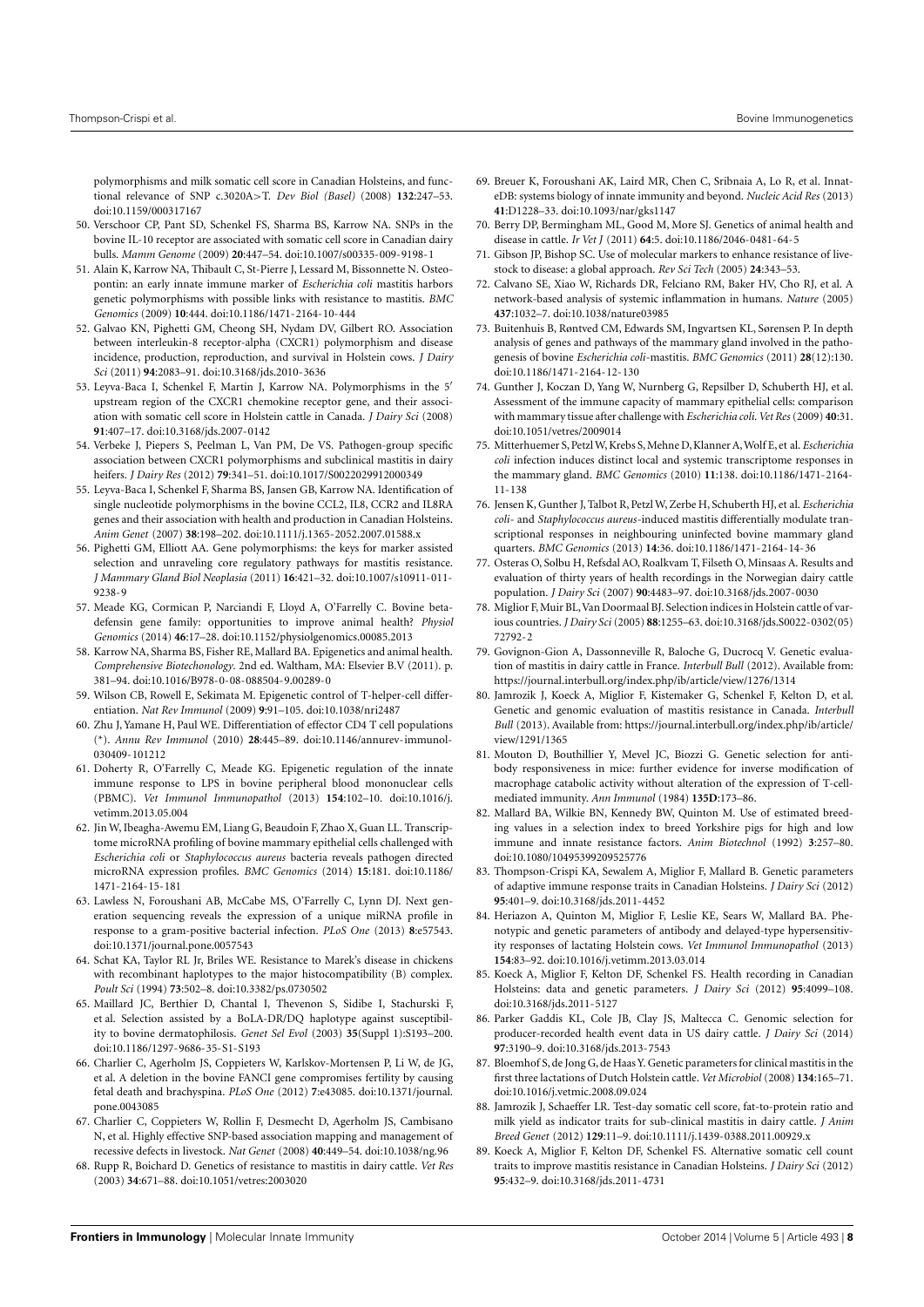polymorphisms and milk somatic cell score in Canadian Holsteins, and functional relevance of SNP c.3020A>T. *Dev Biol (Basel)* (2008) **132**:247–53. doi:10.1159/000317167

50. Verschoor CP, Pant SD, Schenkel FS, Sharma BS, Karrow NA. SNPs in the bovine IL-10 receptor are associated with somatic cell score in Canadian dairy bulls. *Mamm Genome* (2009) **20**:447–54. doi:10.1007/s00335-009-9198-1
51. Alain K, Karrow NA, Thibault C, St-Pierre J, Lessard M, Bissonnette N. Osteopontin: an early innate immune marker of *Escherichia coli* mastitis harbors genetic polymorphisms with possible links with resistance to mastitis. *BMC Genomics* (2009) **10**:444. doi:10.1186/1471-2164-10-444
52. Galvao KN, Pighetti GM, Cheong SH, Nydam DV, Gilbert RO. Association between interleukin-8 receptor-alpha (CXCR1) polymorphism and disease incidence, production, reproduction, and survival in Holstein cows. *J Dairy Sci* (2011) **94**:2083–91. doi:10.3168/jds.2010-3636
53. Leyva-Baca I, Schenkel F, Martin J, Karrow NA. Polymorphisms in the 5′ upstream region of the CXCR1 chemokine receptor gene, and their association with somatic cell score in Holstein cattle in Canada. *J Dairy Sci* (2008) **91**:407–17. doi:10.3168/jds.2007-0142
54. Verbeke J, Piepers S, Peelman L, Van PM, De VS. Pathogen-group specific association between CXCR1 polymorphisms and subclinical mastitis in dairy heifers. *J Dairy Res* (2012) **79**:341–51. doi:10.1017/S0022029912000349
55. Leyva-Baca I, Schenkel F, Sharma BS, Jansen GB, Karrow NA. Identification of single nucleotide polymorphisms in the bovine CCL2, IL8, CCR2 and IL8RA genes and their association with health and production in Canadian Holsteins. *Anim Genet* (2007) **38**:198–202. doi:10.1111/j.1365-2052.2007.01588.x
56. Pighetti GM, Elliott AA. Gene polymorphisms: the keys for marker assisted selection and unraveling core regulatory pathways for mastitis resistance. *J Mammary Gland Biol Neoplasia* (2011) **16**:421–32. doi:10.1007/s10911-011-9238-9
57. Meade KG, Cormican P, Narciandi F, Lloyd A, O'Farrelly C. Bovine betadefensin gene family: opportunities to improve animal health? *Physiol Genomics* (2014) **46**:17–28. doi:10.1152/physiolgenomics.00085.2013
58. Karrow NA, Sharma BS, Fisher RE, Mallard BA. Epigenetics and animal health. *Comprehensive Biotechonology*. 2nd ed. Waltham, MA: Elsevier B.V (2011). p. 381–94. doi:10.1016/B978-0-08-088504-9.00289-0
59. Wilson CB, Rowell E, Sekimata M. Epigenetic control of T-helper-cell differentiation. *Nat Rev Immunol* (2009) **9**:91–105. doi:10.1038/nri2487
60. Zhu J, Yamane H, Paul WE. Differentiation of effector CD4 T cell populations (*). *Annu Rev Immunol* (2010) **28**:445–89. doi:10.1146/annurev-immunol-030409-101212
61. Doherty R, O'Farrelly C, Meade KG. Epigenetic regulation of the innate immune response to LPS in bovine peripheral blood mononuclear cells (PBMC). *Vet Immunol Immunopathol* (2013) **154**:102–10. doi:10.1016/j.vetimm.2013.05.004
62. Jin W, Ibeagha-Awemu EM, Liang G, Beaudoin F, Zhao X, Guan LL. Transcriptome microRNA profiling of bovine mammary epithelial cells challenged with *Escherichia coli* or *Staphylococcus aureus* bacteria reveals pathogen directed microRNA expression profiles. *BMC Genomics* (2014) **15**:181. doi:10.1186/1471-2164-15-181
63. Lawless N, Foroushani AB, McCabe MS, O'Farrelly C, Lynn DJ. Next generation sequencing reveals the expression of a unique miRNA profile in response to a gram-positive bacterial infection. *PLoS One* (2013) **8**:e57543. doi:10.1371/journal.pone.0057543
64. Schat KA, Taylor RL Jr, Briles WE. Resistance to Marek's disease in chickens with recombinant haplotypes to the major histocompatibility (B) complex. *Poult Sci* (1994) **73**:502–8. doi:10.3382/ps.0730502
65. Maillard JC, Berthier D, Chantal I, Thevenon S, Sidibe I, Stachurski F, et al. Selection assisted by a BoLA-DR/DQ haplotype against susceptibility to bovine dermatophilosis. *Genet Sel Evol* (2003) **35**(Suppl 1):S193–200. doi:10.1186/1297-9686-35-S1-S193
66. Charlier C, Agerholm JS, Coppieters W, Karlskov-Mortensen P, Li W, de JG, et al. A deletion in the bovine FANCI gene compromises fertility by causing fetal death and brachyspina. *PLoS One* (2012) **7**:e43085. doi:10.1371/journal.pone.0043085
67. Charlier C, Coppieters W, Rollin F, Desmecht D, Agerholm JS, Cambisano N, et al. Highly effective SNP-based association mapping and management of recessive defects in livestock. *Nat Genet* (2008) **40**:449–54. doi:10.1038/ng.96
68. Rupp R, Boichard D. Genetics of resistance to mastitis in dairy cattle. *Vet Res* (2003) **34**:671–88. doi:10.1051/vetres:2003020
69. Breuer K, Foroushani AK, Laird MR, Chen C, Sribnaia A, Lo R, et al. InnateDB: systems biology of innate immunity and beyond. *Nucleic Acid Res* (2013) **41**:D1228–33. doi:10.1093/nar/gks1147
70. Berry DP, Bermingham ML, Good M, More SJ. Genetics of animal health and disease in cattle. *Ir Vet J* (2011) **64**:5. doi:10.1186/2046-0481-64-5
71. Gibson JP, Bishop SC. Use of molecular markers to enhance resistance of livestock to disease: a global approach. *Rev Sci Tech* (2005) **24**:343–53.
72. Calvano SE, Xiao W, Richards DR, Felciano RM, Baker HV, Cho RJ, et al. A network-based analysis of systemic inflammation in humans. *Nature* (2005) **437**:1032–7. doi:10.1038/nature03985
73. Buitenhuis B, Røntved CM, Edwards SM, Ingvartsen KL, Sørensen P. In depth analysis of genes and pathways of the mammary gland involved in the pathogenesis of bovine *Escherichia coli*-mastitis. *BMC Genomics* (2011) **28**(12):130. doi:10.1186/1471-2164-12-130
74. Gunther J, Koczan D, Yang W, Nurnberg G, Repsilber D, Schuberth HJ, et al. Assessment of the immune capacity of mammary epithelial cells: comparison with mammary tissue after challenge with *Escherichia coli*. *Vet Res* (2009) **40**:31. doi:10.1051/vetres/2009014
75. Mitterhuemer S, Petzl W, Krebs S, Mehne D, Klanner A, Wolf E, et al. *Escherichia coli* infection induces distinct local and systemic transcriptome responses in the mammary gland. *BMC Genomics* (2010) **11**:138. doi:10.1186/1471-2164-11-138
76. Jensen K, Gunther J, Talbot R, Petzl W, Zerbe H, Schuberth HJ, et al. *Escherichia coli*- and *Staphylococcus aureus*-induced mastitis differentially modulate transcriptional responses in neighbouring uninfected bovine mammary gland quarters. *BMC Genomics* (2013) **14**:36. doi:10.1186/1471-2164-14-36
77. Osteras O, Solbu H, Refsdal AO, Roalkvam T, Filseth O, Minsaas A. Results and evaluation of thirty years of health recordings in the Norwegian dairy cattle population. *J Dairy Sci* (2007) **90**:4483–97. doi:10.3168/jds.2007-0030
78. Miglior F, Muir BL, Van Doormaal BJ. Selection indices in Holstein cattle of various countries. *J Dairy Sci* (2005) **88**:1255–63. doi:10.3168/jds.S0022-0302(05)72792-2
79. Govignon-Gion A, Dassonneville R, Baloche G, Ducrocq V. Genetic evaluation of mastitis in dairy cattle in France. *Interbull Bull* (2012). Available from: https://journal.interbull.org/index.php/ib/article/view/1276/1314
80. Jamrozik J, Koeck A, Miglior F, Kistemaker G, Schenkel F, Kelton D, et al. Genetic and genomic evaluation of mastitis resistance in Canada. *Interbull Bull* (2013). Available from: https://journal.interbull.org/index.php/ib/article/view/1291/1365
81. Mouton D, Bouthillier Y, Mevel JC, Biozzi G. Genetic selection for antibody responsiveness in mice: further evidence for inverse modification of macrophage catabolic activity without alteration of the expression of T-cell-mediated immunity. *Ann Immunol* (1984) **135D**:173–86.
82. Mallard BA, Wilkie BN, Kennedy BW, Quinton M. Use of estimated breeding values in a selection index to breed Yorkshire pigs for high and low immune and innate resistance factors. *Anim Biotechnol* (1992) **3**:257–80. doi:10.1080/10495399209525776
83. Thompson-Crispi KA, Sewalem A, Miglior F, Mallard B. Genetic parameters of adaptive immune response traits in Canadian Holsteins. *J Dairy Sci* (2012) **95**:401–9. doi:10.3168/jds.2011-4452
84. Heriazon A, Quinton M, Miglior F, Leslie KE, Sears W, Mallard BA. Phenotypic and genetic parameters of antibody and delayed-type hypersensitivity responses of lactating Holstein cows. *Vet Immunol Immunopathol* (2013) **154**:83–92. doi:10.1016/j.vetimm.2013.03.014
85. Koeck A, Miglior F, Kelton DF, Schenkel FS. Health recording in Canadian Holsteins: data and genetic parameters. *J Dairy Sci* (2012) **95**:4099–108. doi:10.3168/jds.2011-5127
86. Parker Gaddis KL, Cole JB, Clay JS, Maltecca C. Genomic selection for producer-recorded health event data in US dairy cattle. *J Dairy Sci* (2014) **97**:3190–9. doi:10.3168/jds.2013-7543
87. Bloemhof S, de Jong G, de Haas Y. Genetic parameters for clinical mastitis in the first three lactations of Dutch Holstein cattle. *Vet Microbiol* (2008) **134**:165–71. doi:10.1016/j.vetmic.2008.09.024
88. Jamrozik J, Schaeffer LR. Test-day somatic cell score, fat-to-protein ratio and milk yield as indicator traits for sub-clinical mastitis in dairy cattle. *J Anim Breed Genet* (2012) **129**:11–9. doi:10.1111/j.1439-0388.2011.00929.x
89. Koeck A, Miglior F, Kelton DF, Schenkel FS. Alternative somatic cell count traits to improve mastitis resistance in Canadian Holsteins. *J Dairy Sci* (2012) **95**:432–9. doi:10.3168/jds.2011-4731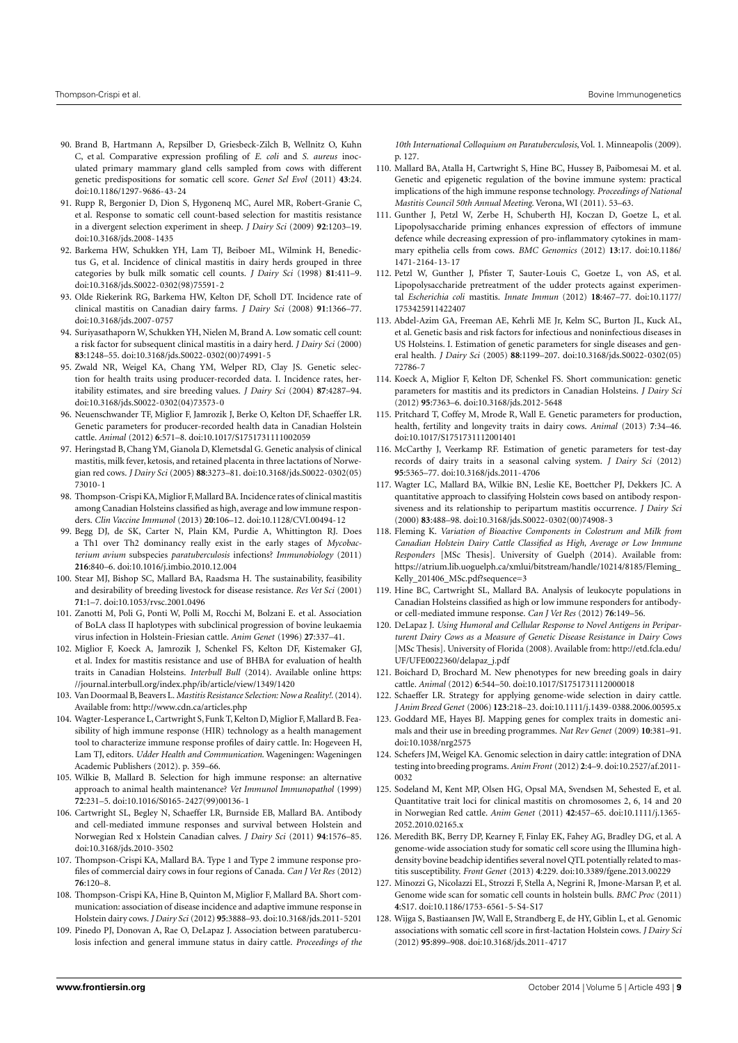90. Brand B, Hartmann A, Repsilber D, Griesbeck-Zilch B, Wellnitz O, Kuhn C, et al. Comparative expression profiling of *E. coli* and *S. aureus* inoculated primary mammary gland cells sampled from cows with different genetic predispositions for somatic cell score. *Genet Sel Evol* (2011) **43**:24. doi:10.1186/1297-9686-43-24
91. Rupp R, Bergonier D, Dion S, Hygonenq MC, Aurel MR, Robert-Granie C, et al. Response to somatic cell count-based selection for mastitis resistance in a divergent selection experiment in sheep. *J Dairy Sci* (2009) **92**:1203–19. doi:10.3168/jds.2008-1435
92. Barkema HW, Schukken YH, Lam TJ, Beiboer ML, Wilmink H, Benedictus G, et al. Incidence of clinical mastitis in dairy herds grouped in three categories by bulk milk somatic cell counts. *J Dairy Sci* (1998) **81**:411–9. doi:10.3168/jds.S0022-0302(98)75591-2
93. Olde Riekerink RG, Barkema HW, Kelton DF, Scholl DT. Incidence rate of clinical mastitis on Canadian dairy farms. *J Dairy Sci* (2008) **91**:1366–77. doi:10.3168/jds.2007-0757
94. Suriyasathaporn W, Schukken YH, Nielen M, Brand A. Low somatic cell count: a risk factor for subsequent clinical mastitis in a dairy herd. *J Dairy Sci* (2000) **83**:1248–55. doi:10.3168/jds.S0022-0302(00)74991-5
95. Zwald NR, Weigel KA, Chang YM, Welper RD, Clay JS. Genetic selection for health traits using producer-recorded data. I. Incidence rates, heritability estimates, and sire breeding values. *J Dairy Sci* (2004) **87**:4287–94. doi:10.3168/jds.S0022-0302(04)73573-0
96. Neuenschwander TF, Miglior F, Jamrozik J, Berke O, Kelton DF, Schaeffer LR. Genetic parameters for producer-recorded health data in Canadian Holstein cattle. *Animal* (2012) **6**:571–8. doi:10.1017/S1751731111002059
97. Heringstad B, Chang YM, Gianola D, Klemetsdal G. Genetic analysis of clinical mastitis, milk fever, ketosis, and retained placenta in three lactations of Norwegian red cows. *J Dairy Sci* (2005) **88**:3273–81. doi:10.3168/jds.S0022-0302(05)73010-1
98. Thompson-Crispi KA, Miglior F, Mallard BA. Incidence rates of clinical mastitis among Canadian Holsteins classified as high, average and low immune responders. *Clin Vaccine Immunol* (2013) **20**:106–12. doi:10.1128/CVI.00494-12
99. Begg DJ, de SK, Carter N, Plain KM, Purdie A, Whittington RJ. Does a Th1 over Th2 dominancy really exist in the early stages of *Mycobacterium avium* subspecies *paratuberculosis* infections? *Immunobiology* (2011) **216**:840–6. doi:10.1016/j.imbio.2010.12.004
100. Stear MJ, Bishop SC, Mallard BA, Raadsma H. The sustainability, feasibility and desirability of breeding livestock for disease resistance. *Res Vet Sci* (2001) **71**:1–7. doi:10.1053/rvsc.2001.0496
101. Zanotti M, Poli G, Ponti W, Polli M, Rocchi M, Bolzani E. et al. Association of BoLA class II haplotypes with subclinical progression of bovine leukaemia virus infection in Holstein-Friesian cattle. *Anim Genet* (1996) **27**:337–41.
102. Miglior F, Koeck A, Jamrozik J, Schenkel FS, Kelton DF, Kistemaker GJ, et al. Index for mastitis resistance and use of BHBA for evaluation of health traits in Canadian Holsteins. *Interbull Bull* (2014). Available online https://journal.interbull.org/index.php/ib/article/view/1349/1420
103. Van Doormaal B, Beavers L. *Mastitis Resistance Selection: Now a Reality!.* (2014). Available from: http://www.cdn.ca/articles.php
104. Wagter-Lesperance L, Cartwright S, Funk T, Kelton D, Miglior F, Mallard B. Feasibility of high immune response (HIR) technology as a health management tool to characterize immune response profiles of dairy cattle. In: Hogeveen H, Lam TJ, editors. *Udder Health and Communication.* Wageningen: Wageningen Academic Publishers (2012). p. 359–66.
105. Wilkie B, Mallard B. Selection for high immune response: an alternative approach to animal health maintenance? *Vet Immunol Immunopathol* (1999) **72**:231–5. doi:10.1016/S0165-2427(99)00136-1
106. Cartwright SL, Begley N, Schaeffer LR, Burnside EB, Mallard BA. Antibody and cell-mediated immune responses and survival between Holstein and Norwegian Red x Holstein Canadian calves. *J Dairy Sci* (2011) **94**:1576–85. doi:10.3168/jds.2010-3502
107. Thompson-Crispi KA, Mallard BA. Type 1 and Type 2 immune response profiles of commercial dairy cows in four regions of Canada. *Can J Vet Res* (2012) **76**:120–8.
108. Thompson-Crispi KA, Hine B, Quinton M, Miglior F, Mallard BA. Short communication: association of disease incidence and adaptive immune response in Holstein dairy cows. *J Dairy Sci* (2012) **95**:3888–93. doi:10.3168/jds.2011-5201
109. Pinedo PJ, Donovan A, Rae O, DeLapaz J. Association between paratuberculosis infection and general immune status in dairy cattle. *Proceedings of the 10th International Colloquium on Paratuberculosis*, Vol. 1. Minneapolis (2009). p. 127.
110. Mallard BA, Atalla H, Cartwright S, Hine BC, Hussey B, Paibomesai M. et al. Genetic and epigenetic regulation of the bovine immune system: practical implications of the high immune response technology. *Proceedings of National Mastitis Council 50th Annual Meeting.* Verona, WI (2011). 53–63.
111. Gunther J, Petzl W, Zerbe H, Schuberth HJ, Koczan D, Goetze L, et al. Lipopolysaccharide priming enhances expression of effectors of immune defence while decreasing expression of pro-inflammatory cytokines in mammary epithelia cells from cows. *BMC Genomics* (2012) **13**:17. doi:10.1186/1471-2164-13-17
112. Petzl W, Gunther J, Pfister T, Sauter-Louis C, Goetze L, von AS, et al. Lipopolysaccharide pretreatment of the udder protects against experimental *Escherichia coli* mastitis. *Innate Immun* (2012) **18**:467–77. doi:10.1177/1753425911422407
113. Abdel-Azim GA, Freeman AE, Kehrli ME Jr, Kelm SC, Burton JL, Kuck AL, et al. Genetic basis and risk factors for infectious and noninfectious diseases in US Holsteins. I. Estimation of genetic parameters for single diseases and general health. *J Dairy Sci* (2005) **88**:1199–207. doi:10.3168/jds.S0022-0302(05)72786-7
114. Koeck A, Miglior F, Kelton DF, Schenkel FS. Short communication: genetic parameters for mastitis and its predictors in Canadian Holsteins. *J Dairy Sci* (2012) **95**:7363–6. doi:10.3168/jds.2012-5648
115. Pritchard T, Coffey M, Mrode R, Wall E. Genetic parameters for production, health, fertility and longevity traits in dairy cows. *Animal* (2013) **7**:34–46. doi:10.1017/S1751731112001401
116. McCarthy J, Veerkamp RF. Estimation of genetic parameters for test-day records of dairy traits in a seasonal calving system. *J Dairy Sci* (2012) **95**:5365–77. doi:10.3168/jds.2011-4706
117. Wagter LC, Mallard BA, Wilkie BN, Leslie KE, Boettcher PJ, Dekkers JC. A quantitative approach to classifying Holstein cows based on antibody responsiveness and its relationship to periparturn mastitis occurrence. *J Dairy Sci* (2000) **83**:488–98. doi:10.3168/jds.S0022-0302(00)74908-3
118. Fleming K. *Variation of Bioactive Components in Colostrum and Milk from Canadian Holstein Dairy Cattle Classified as High, Average or Low Immune Responders* [MSc Thesis]. University of Guelph (2014). Available from: https://atrium.lib.uoguelph.ca/xmlui/bitstream/handle/10214/8185/Fleming_Kelly_201406_MSc.pdf?sequence=3
119. Hine BC, Cartwright SL, Mallard BA. Analysis of leukocyte populations in Canadian Holsteins classified as high or low immune responders for antibody- or cell-mediated immune response. *Can J Vet Res* (2012) **76**:149–56.
120. DeLapaz J. *Using Humoral and Cellular Response to Novel Antigens in Periparturent Dairy Cows as a Measure of Genetic Disease Resistance in Dairy Cows* [MSc Thesis]. University of Florida (2008). Available from: http://etd.fcla.edu/UF/UFE0022360/delapaz_j.pdf
121. Boichard D, Brochard M. New phenotypes for new breeding goals in dairy cattle. *Animal* (2012) **6**:544–50. doi:10.1017/S1751731112000018
122. Schaeffer LR. Strategy for applying genome-wide selection in dairy cattle. *J Anim Breed Genet* (2006) **123**:218–23. doi:10.1111/j.1439-0388.2006.00595.x
123. Goddard ME, Hayes BJ. Mapping genes for complex traits in domestic animals and their use in breeding programmes. *Nat Rev Genet* (2009) **10**:381–91. doi:10.1038/nrg2575
124. Schefers JM, Weigel KA. Genomic selection in dairy cattle: integration of DNA testing into breeding programs. *Anim Front* (2012) **2**:4–9. doi:10.2527/af.2011-0032
125. Sodeland M, Kent MP, Olsen HG, Opsal MA, Svendsen M, Sehested E, et al. Quantitative trait loci for clinical mastitis on chromosomes 2, 6, 14 and 20 in Norwegian Red cattle. *Anim Genet* (2011) **42**:457–65. doi:10.1111/j.1365-2052.2010.02165.x
126. Meredith BK, Berry DP, Kearney F, Finlay EK, Fahey AG, Bradley DG, et al. A genome-wide association study for somatic cell score using the Illumina high-density bovine beadchip identifies several novel QTL potentially related to mastitis susceptibility. *Front Genet* (2013) **4**:229. doi:10.3389/fgene.2013.00229
127. Minozzi G, Nicolazzi EL, Strozzi F, Stella A, Negrini R, Jmone-Marsan P, et al. Genome wide scan for somatic cell counts in holstein bulls. *BMC Proc* (2011) **4**:S17. doi:10.1186/1753-6561-5-S4-S17
128. Wijga S, Bastiaansen JW, Wall E, Strandberg E, de HY, Giblin L, et al. Genomic associations with somatic cell score in first-lactation Holstein cows. *J Dairy Sci* (2012) **95**:899–908. doi:10.3168/jds.2011-4717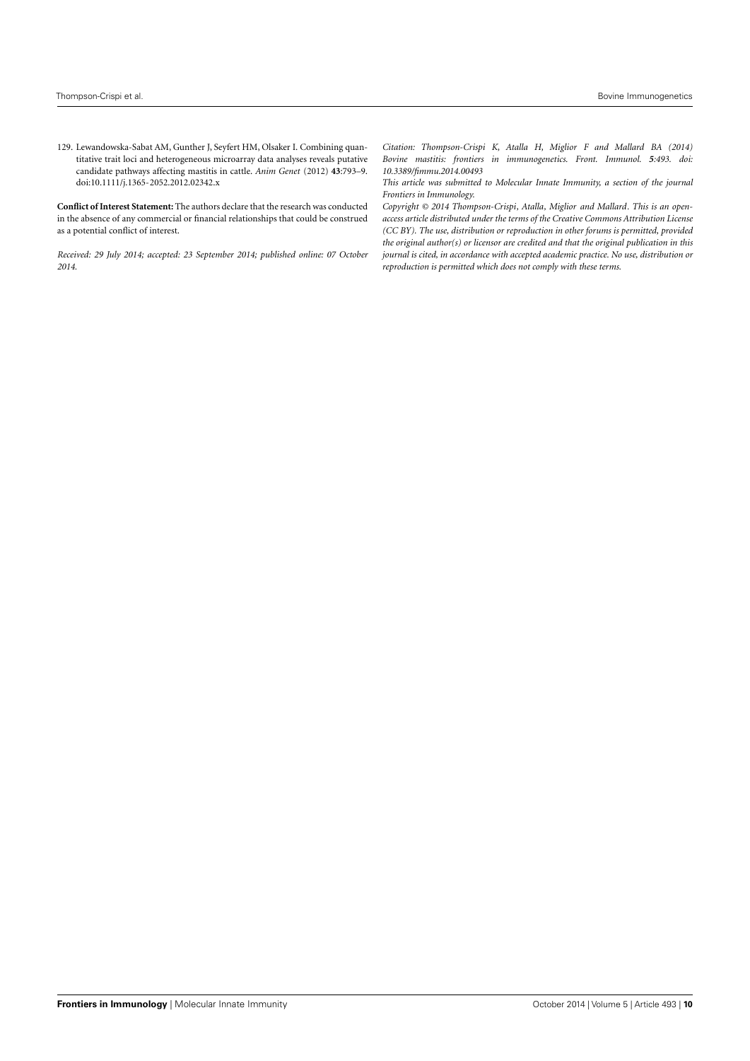129. Lewandowska-Sabat AM, Gunther J, Seyfert HM, Olsaker I. Combining quantitative trait loci and heterogeneous microarray data analyses reveals putative candidate pathways affecting mastitis in cattle. *Anim Genet* (2012) **43**:793–9. doi:10.1111/j.1365-2052.2012.02342.x

**Conflict of Interest Statement:** The authors declare that the research was conducted in the absence of any commercial or financial relationships that could be construed as a potential conflict of interest.

*Received: 29 July 2014; accepted: 23 September 2014; published online: 07 October 2014.*

*Citation: Thompson-Crispi K, Atalla H, Miglior F and Mallard BA (2014) Bovine mastitis: frontiers in immunogenetics. Front. Immunol. **5**:493. doi: 10.3389/fimmu.2014.00493*

*This article was submitted to Molecular Innate Immunity, a section of the journal Frontiers in Immunology.*

*Copyright © 2014 Thompson-Crispi, Atalla, Miglior and Mallard. This is an open-access article distributed under the terms of the Creative Commons Attribution License (CC BY). The use, distribution or reproduction in other forums is permitted, provided the original author(s) or licensor are credited and that the original publication in this journal is cited, in accordance with accepted academic practice. No use, distribution or reproduction is permitted which does not comply with these terms.*